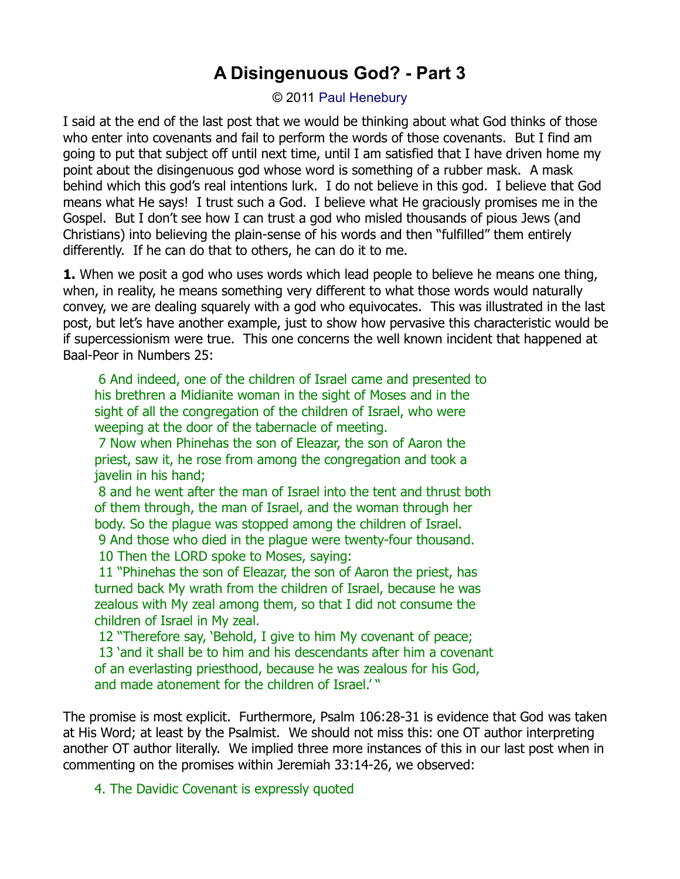# A Disingenuous God? - Part 3

© 2011 Paul Henebury

I said at the end of the last post that we would be thinking about what God thinks of those who enter into covenants and fail to perform the words of those covenants. But I find am going to put that subject off until next time, until I am satisfied that I have driven home my point about the disingenuous god whose word is something of a rubber mask. A mask behind which this god's real intentions lurk. I do not believe in this god. I believe that God means what He says! I trust such a God. I believe what He graciously promises me in the Gospel. But I don't see how I can trust a god who misled thousands of pious Jews (and Christians) into believing the plain-sense of his words and then "fulfilled" them entirely differently. If he can do that to others, he can do it to me.

**1.** When we posit a god who uses words which lead people to believe he means one thing, when, in reality, he means something very different to what those words would naturally convey, we are dealing squarely with a god who equivocates. This was illustrated in the last post, but let's have another example, just to show how pervasive this characteristic would be if supercessionism were true. This one concerns the well known incident that happened at Baal-Peor in Numbers 25:

> 6 And indeed, one of the children of Israel came and presented to his brethren a Midianite woman in the sight of Moses and in the sight of all the congregation of the children of Israel, who were weeping at the door of the tabernacle of meeting.
> 7 Now when Phinehas the son of Eleazar, the son of Aaron the priest, saw it, he rose from among the congregation and took a javelin in his hand;
> 8 and he went after the man of Israel into the tent and thrust both of them through, the man of Israel, and the woman through her body. So the plague was stopped among the children of Israel.
> 9 And those who died in the plague were twenty-four thousand.
> 10 Then the LORD spoke to Moses, saying:
> 11 "Phinehas the son of Eleazar, the son of Aaron the priest, has turned back My wrath from the children of Israel, because he was zealous with My zeal among them, so that I did not consume the children of Israel in My zeal.
> 12 "Therefore say, 'Behold, I give to him My covenant of peace;
> 13 'and it shall be to him and his descendants after him a covenant of an everlasting priesthood, because he was zealous for his God, and made atonement for the children of Israel.' "

The promise is most explicit. Furthermore, Psalm 106:28-31 is evidence that God was taken at His Word; at least by the Psalmist. We should not miss this: one OT author interpreting another OT author literally. We implied three more instances of this in our last post when in commenting on the promises within Jeremiah 33:14-26, we observed:

> 4. The Davidic Covenant is expressly quoted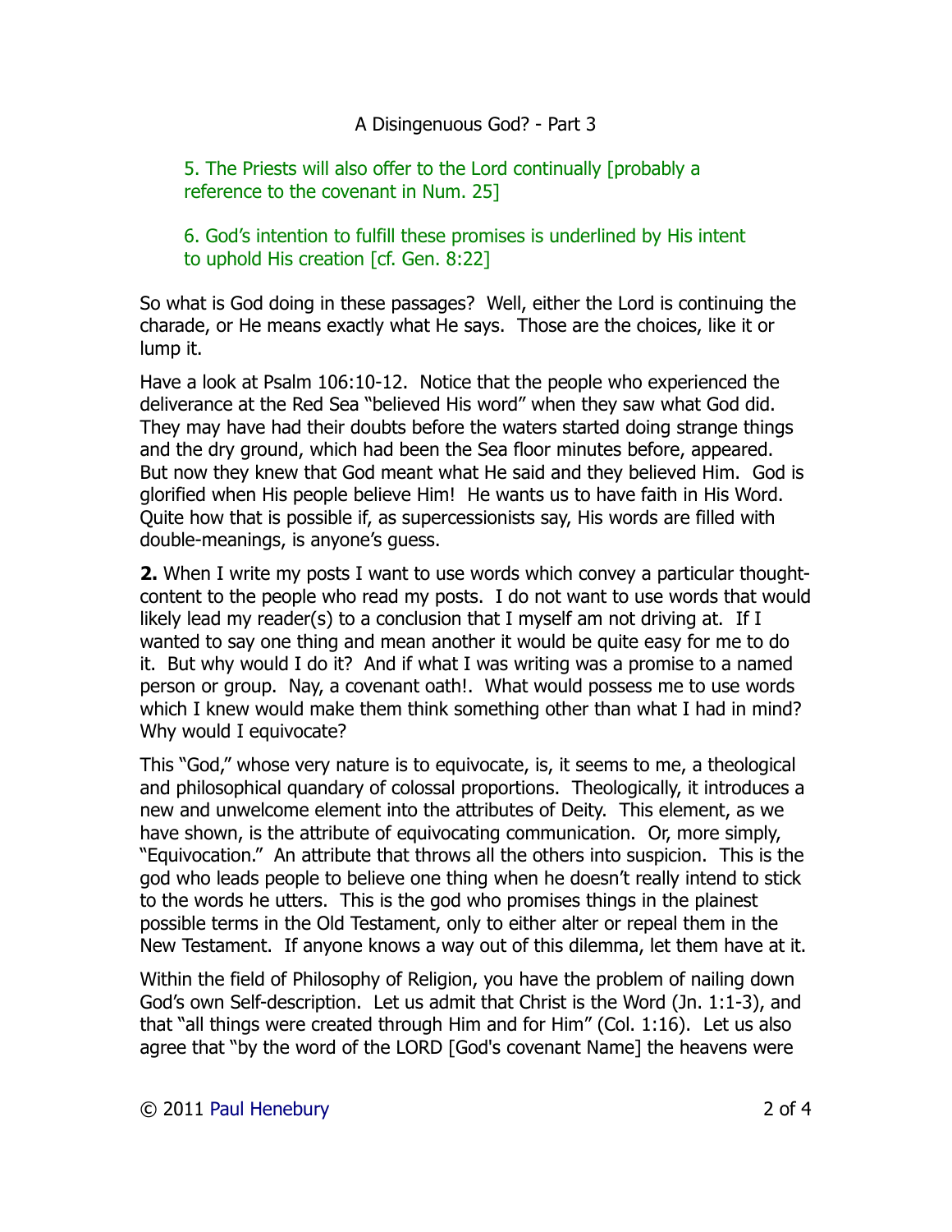5. The Priests will also offer to the Lord continually [probably a reference to the covenant in Num. 25]

6. God's intention to fulfill these promises is underlined by His intent to uphold His creation [cf. Gen. 8:22]

So what is God doing in these passages? Well, either the Lord is continuing the charade, or He means exactly what He says. Those are the choices, like it or lump it.

Have a look at Psalm 106:10-12. Notice that the people who experienced the deliverance at the Red Sea "believed His word" when they saw what God did. They may have had their doubts before the waters started doing strange things and the dry ground, which had been the Sea floor minutes before, appeared. But now they knew that God meant what He said and they believed Him. God is glorified when His people believe Him! He wants us to have faith in His Word. Quite how that is possible if, as supercessionists say, His words are filled with double-meanings, is anyone's guess.

**2.** When I write my posts I want to use words which convey a particular thought-content to the people who read my posts. I do not want to use words that would likely lead my reader(s) to a conclusion that I myself am not driving at. If I wanted to say one thing and mean another it would be quite easy for me to do it. But why would I do it? And if what I was writing was a promise to a named person or group. Nay, a covenant oath!. What would possess me to use words which I knew would make them think something other than what I had in mind? Why would I equivocate?

This "God," whose very nature is to equivocate, is, it seems to me, a theological and philosophical quandary of colossal proportions. Theologically, it introduces a new and unwelcome element into the attributes of Deity. This element, as we have shown, is the attribute of equivocating communication. Or, more simply, "Equivocation." An attribute that throws all the others into suspicion. This is the god who leads people to believe one thing when he doesn't really intend to stick to the words he utters. This is the god who promises things in the plainest possible terms in the Old Testament, only to either alter or repeal them in the New Testament. If anyone knows a way out of this dilemma, let them have at it.

Within the field of Philosophy of Religion, you have the problem of nailing down God's own Self-description. Let us admit that Christ is the Word (Jn. 1:1-3), and that "all things were created through Him and for Him" (Col. 1:16). Let us also agree that "by the word of the LORD [God's covenant Name] the heavens were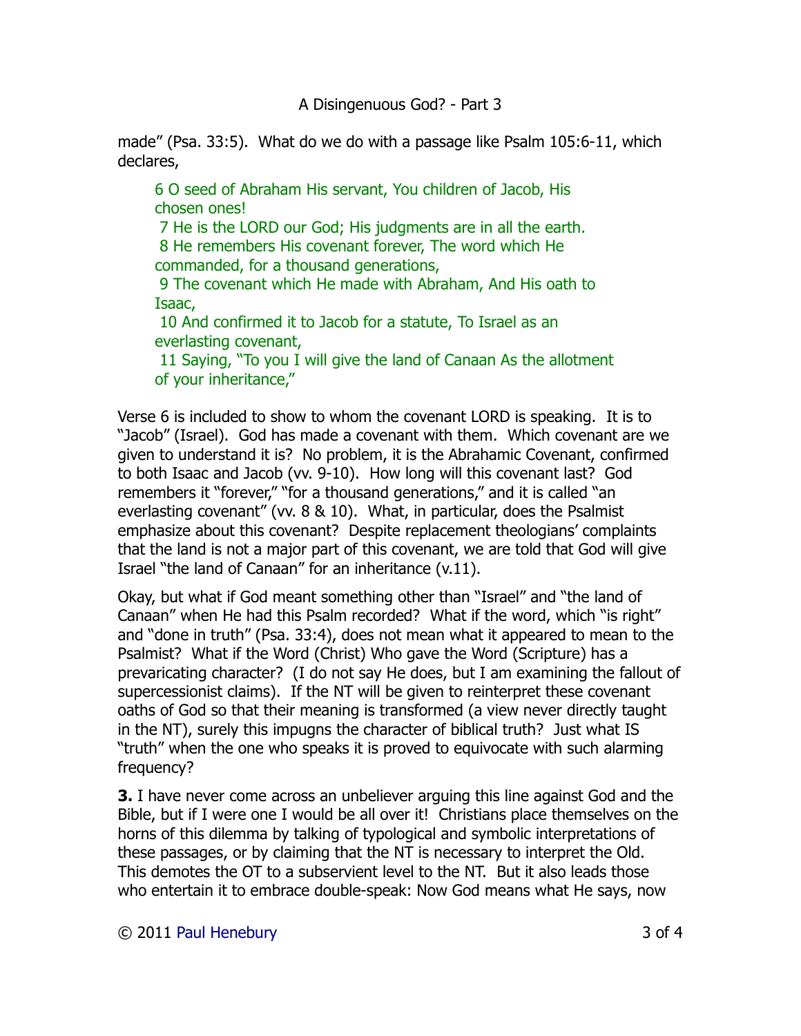made" (Psa. 33:5). What do we do with a passage like Psalm 105:6-11, which declares,

> 6 O seed of Abraham His servant, You children of Jacob, His chosen ones!
> 7 He is the LORD our God; His judgments are in all the earth.
> 8 He remembers His covenant forever, The word which He commanded, for a thousand generations,
> 9 The covenant which He made with Abraham, And His oath to Isaac,
> 10 And confirmed it to Jacob for a statute, To Israel as an everlasting covenant,
> 11 Saying, "To you I will give the land of Canaan As the allotment of your inheritance,"

Verse 6 is included to show to whom the covenant LORD is speaking. It is to "Jacob" (Israel). God has made a covenant with them. Which covenant are we given to understand it is? No problem, it is the Abrahamic Covenant, confirmed to both Isaac and Jacob (vv. 9-10). How long will this covenant last? God remembers it "forever," "for a thousand generations," and it is called "an everlasting covenant" (vv. 8 & 10). What, in particular, does the Psalmist emphasize about this covenant? Despite replacement theologians' complaints that the land is not a major part of this covenant, we are told that God will give Israel "the land of Canaan" for an inheritance (v.11).

Okay, but what if God meant something other than "Israel" and "the land of Canaan" when He had this Psalm recorded? What if the word, which "is right" and "done in truth" (Psa. 33:4), does not mean what it appeared to mean to the Psalmist? What if the Word (Christ) Who gave the Word (Scripture) has a prevaricating character? (I do not say He does, but I am examining the fallout of supercessionist claims). If the NT will be given to reinterpret these covenant oaths of God so that their meaning is transformed (a view never directly taught in the NT), surely this impugns the character of biblical truth? Just what IS "truth" when the one who speaks it is proved to equivocate with such alarming frequency?

**3.** I have never come across an unbeliever arguing this line against God and the Bible, but if I were one I would be all over it! Christians place themselves on the horns of this dilemma by talking of typological and symbolic interpretations of these passages, or by claiming that the NT is necessary to interpret the Old. This demotes the OT to a subservient level to the NT. But it also leads those who entertain it to embrace double-speak: Now God means what He says, now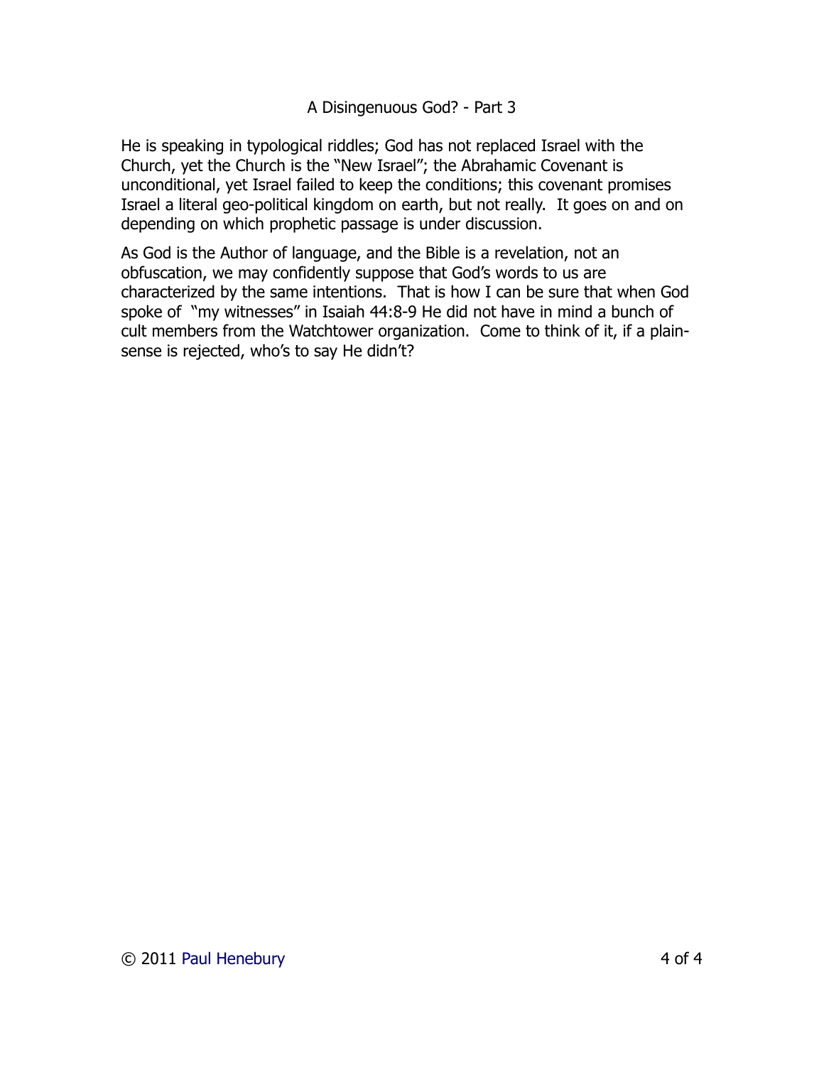He is speaking in typological riddles; God has not replaced Israel with the Church, yet the Church is the "New Israel"; the Abrahamic Covenant is unconditional, yet Israel failed to keep the conditions; this covenant promises Israel a literal geo-political kingdom on earth, but not really. It goes on and on depending on which prophetic passage is under discussion.

As God is the Author of language, and the Bible is a revelation, not an obfuscation, we may confidently suppose that God's words to us are characterized by the same intentions. That is how I can be sure that when God spoke of "my witnesses" in Isaiah 44:8-9 He did not have in mind a bunch of cult members from the Watchtower organization. Come to think of it, if a plain-sense is rejected, who's to say He didn't?

© 2011 Paul Henebury